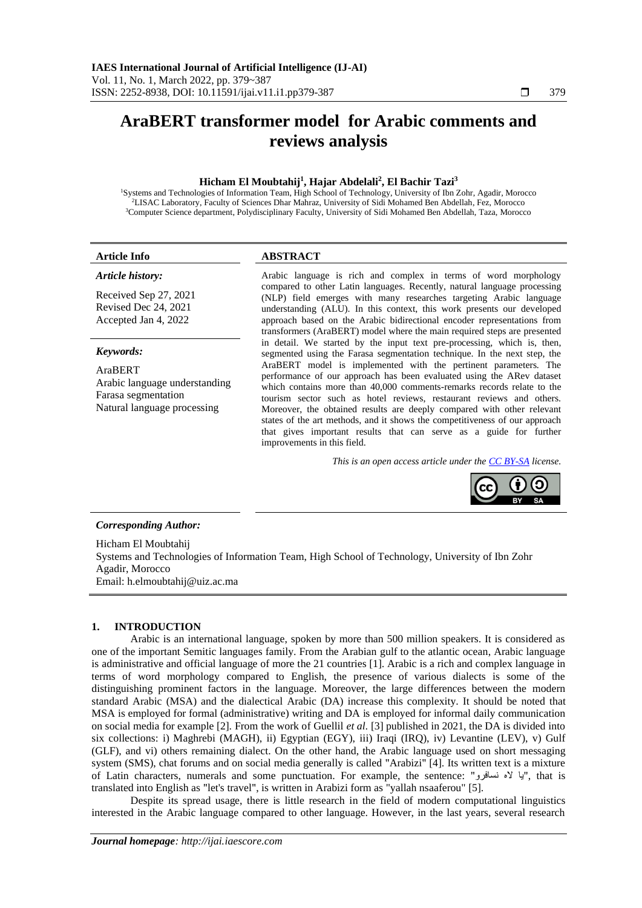# AraBERT transformer model for Arabic comments and reviews analysis

**Hicham El Moubtahij[1], Hajar Abdelali[2], El Bachir Tazi[3]**

[1]Systems and Technologies of Information Team, High School of Technology, University of Ibn Zohr, Agadir, Morocco
[2]LISAC Laboratory, Faculty of Sciences Dhar Mahraz, University of Sidi Mohamed Ben Abdellah, Fez, Morocco
[3]Computer Science department, Polydisciplinary Faculty, University of Sidi Mohamed Ben Abdellah, Taza, Morocco

**Article Info**

*Article history:*

Received Sep 27, 2021
Revised Dec 24, 2021
Accepted Jan 4, 2022

*Keywords:*

AraBERT
Arabic language understanding
Farasa segmentation
Natural language processing

**ABSTRACT**

Arabic language is rich and complex in terms of word morphology compared to other Latin languages. Recently, natural language processing (NLP) field emerges with many researches targeting Arabic language understanding (ALU). In this context, this work presents our developed approach based on the Arabic bidirectional encoder representations from transformers (AraBERT) model where the main required steps are presented in detail. We started by the input text pre-processing, which is, then, segmented using the Farasa segmentation technique. In the next step, the AraBERT model is implemented with the pertinent parameters. The performance of our approach has been evaluated using the ARev dataset which contains more than 40,000 comments-remarks records relate to the tourism sector such as hotel reviews, restaurant reviews and others. Moreover, the obtained results are deeply compared with other relevant states of the art methods, and it shows the competitiveness of our approach that gives important results that can serve as a guide for further improvements in this field.

*This is an open access article under the CC BY-SA license.*

***Corresponding Author:***

Hicham El Moubtahij
Systems and Technologies of Information Team, High School of Technology, University of Ibn Zohr
Agadir, Morocco
Email: h.elmoubtahij@uiz.ac.ma

## 1. INTRODUCTION

Arabic is an international language, spoken by more than 500 million speakers. It is considered as one of the important Semitic languages family. From the Arabian gulf to the atlantic ocean, Arabic language is administrative and official language of more the 21 countries [1]. Arabic is a rich and complex language in terms of word morphology compared to English, the presence of various dialects is some of the distinguishing prominent factors in the language. Moreover, the large differences between the modern standard Arabic (MSA) and the dialectical Arabic (DA) increase this complexity. It should be noted that MSA is employed for formal (administrative) writing and DA is employed for informal daily communication on social media for example [2]. From the work of Guellil *et al.* [3] published in 2021, the DA is divided into six collections: i) Maghrebi (MAGH), ii) Egyptian (EGY), iii) Iraqi (IRQ), iv) Levantine (LEV), v) Gulf (GLF), and vi) others remaining dialect. On the other hand, the Arabic language used on short messaging system (SMS), chat forums and on social media generally is called "Arabizi" [4]. Its written text is a mixture of Latin characters, numerals and some punctuation. For example, the sentence: "يا لاه نسافرو", that is translated into English as "let's travel", is written in Arabizi form as "yallah nsaaferou" [5].

Despite its spread usage, there is little research in the field of modern computational linguistics interested in the Arabic language compared to other language. However, in the last years, several research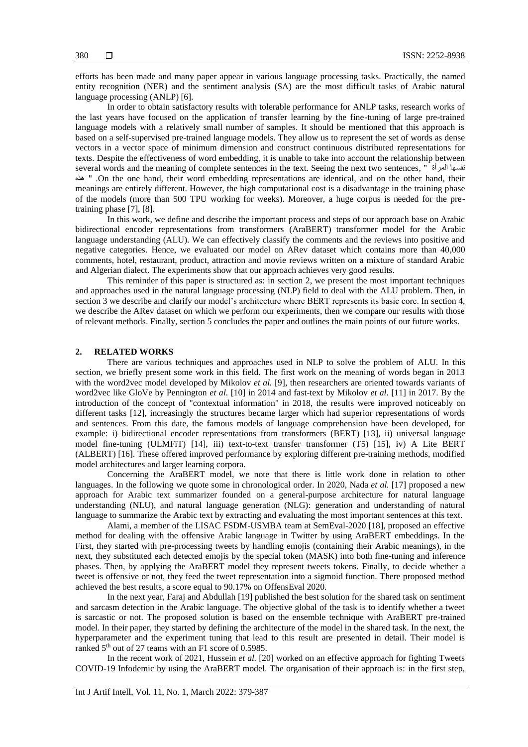efforts has been made and many paper appear in various language processing tasks. Practically, the named entity recognition (NER) and the sentiment analysis (SA) are the most difficult tasks of Arabic natural language processing (ANLP) [6].

In order to obtain satisfactory results with tolerable performance for ANLP tasks, research works of the last years have focused on the application of transfer learning by the fine-tuning of large pre-trained language models with a relatively small number of samples. It should be mentioned that this approach is based on a self-supervised pre-trained language models. They allow us to represent the set of words as dense vectors in a vector space of minimum dimension and construct continuous distributed representations for texts. Despite the effectiveness of word embedding, it is unable to take into account the relationship between several words and the meaning of complete sentences in the text. Seeing the next two sentences, " نفسها المرأة هذه " .On the one hand, their word embedding representations are identical, and on the other hand, their meanings are entirely different. However, the high computational cost is a disadvantage in the training phase of the models (more than 500 TPU working for weeks). Moreover, a huge corpus is needed for the pre-training phase [7], [8].

In this work, we define and describe the important process and steps of our approach base on Arabic bidirectional encoder representations from transformers (AraBERT) transformer model for the Arabic language understanding (ALU). We can effectively classify the comments and the reviews into positive and negative categories. Hence, we evaluated our model on ARev dataset which contains more than 40,000 comments, hotel, restaurant, product, attraction and movie reviews written on a mixture of standard Arabic and Algerian dialect. The experiments show that our approach achieves very good results.

This reminder of this paper is structured as: in section 2, we present the most important techniques and approaches used in the natural language processing (NLP) field to deal with the ALU problem. Then, in section 3 we describe and clarify our model's architecture where BERT represents its basic core. In section 4, we describe the ARev dataset on which we perform our experiments, then we compare our results with those of relevant methods. Finally, section 5 concludes the paper and outlines the main points of our future works.

## 2. RELATED WORKS

There are various techniques and approaches used in NLP to solve the problem of ALU. In this section, we briefly present some work in this field. The first work on the meaning of words began in 2013 with the word2vec model developed by Mikolov *et al.* [9], then researchers are oriented towards variants of word2vec like GloVe by Pennington *et al.* [10] in 2014 and fast-text by Mikolov *et al.* [11] in 2017. By the introduction of the concept of "contextual information" in 2018, the results were improved noticeably on different tasks [12], increasingly the structures became larger which had superior representations of words and sentences. From this date, the famous models of language comprehension have been developed, for example: i) bidirectional encoder representations from transformers (BERT) [13], ii) universal language model fine-tuning (ULMFiT) [14], iii) text-to-text transfer transformer (T5) [15], iv) A Lite BERT (ALBERT) [16]. These offered improved performance by exploring different pre-training methods, modified model architectures and larger learning corpora.

Concerning the AraBERT model, we note that there is little work done in relation to other languages. In the following we quote some in chronological order. In 2020, Nada *et al.* [17] proposed a new approach for Arabic text summarizer founded on a general-purpose architecture for natural language understanding (NLU), and natural language generation (NLG): generation and understanding of natural language to summarize the Arabic text by extracting and evaluating the most important sentences at this text.

Alami, a member of the LISAC FSDM-USMBA team at SemEval-2020 [18], proposed an effective method for dealing with the offensive Arabic language in Twitter by using AraBERT embeddings. In the First, they started with pre-processing tweets by handling emojis (containing their Arabic meanings), in the next, they substituted each detected emojis by the special token (MASK) into both fine-tuning and inference phases. Then, by applying the AraBERT model they represent tweets tokens. Finally, to decide whether a tweet is offensive or not, they feed the tweet representation into a sigmoid function. There proposed method achieved the best results, a score equal to 90.17% on OffensEval 2020.

In the next year, Faraj and Abdullah [19] published the best solution for the shared task on sentiment and sarcasm detection in the Arabic language. The objective global of the task is to identify whether a tweet is sarcastic or not. The proposed solution is based on the ensemble technique with AraBERT pre-trained model. In their paper, they started by defining the architecture of the model in the shared task. In the next, the hyperparameter and the experiment tuning that lead to this result are presented in detail. Their model is ranked 5th out of 27 teams with an F1 score of 0.5985.

In the recent work of 2021, Hussein *et al.* [20] worked on an effective approach for fighting Tweets COVID-19 Infodemic by using the AraBERT model. The organisation of their approach is: in the first step,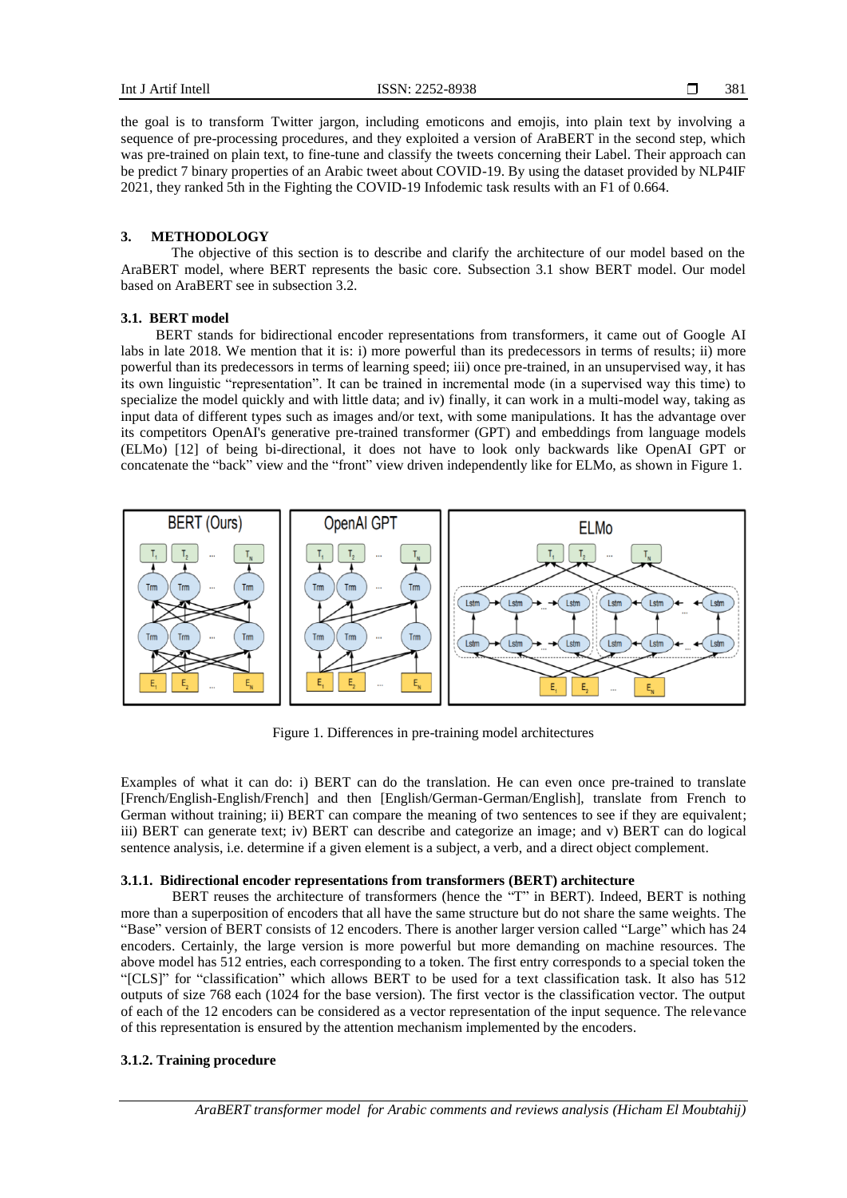the goal is to transform Twitter jargon, including emoticons and emojis, into plain text by involving a sequence of pre-processing procedures, and they exploited a version of AraBERT in the second step, which was pre-trained on plain text, to fine-tune and classify the tweets concerning their Label. Their approach can be predict 7 binary properties of an Arabic tweet about COVID-19. By using the dataset provided by NLP4IF 2021, they ranked 5th in the Fighting the COVID-19 Infodemic task results with an F1 of 0.664.

## 3. METHODOLOGY

The objective of this section is to describe and clarify the architecture of our model based on the AraBERT model, where BERT represents the basic core. Subsection 3.1 show BERT model. Our model based on AraBERT see in subsection 3.2.

### 3.1. BERT model

BERT stands for bidirectional encoder representations from transformers, it came out of Google AI labs in late 2018. We mention that it is: i) more powerful than its predecessors in terms of results; ii) more powerful than its predecessors in terms of learning speed; iii) once pre-trained, in an unsupervised way, it has its own linguistic "representation". It can be trained in incremental mode (in a supervised way this time) to specialize the model quickly and with little data; and iv) finally, it can work in a multi-model way, taking as input data of different types such as images and/or text, with some manipulations. It has the advantage over its competitors OpenAI's generative pre-trained transformer (GPT) and embeddings from language models (ELMo) [12] of being bi-directional, it does not have to look only backwards like OpenAI GPT or concatenate the "back" view and the "front" view driven independently like for ELMo, as shown in Figure 1.

Figure 1. Differences in pre-training model architectures

Examples of what it can do: i) BERT can do the translation. He can even once pre-trained to translate [French/English-English/French] and then [English/German-German/English], translate from French to German without training; ii) BERT can compare the meaning of two sentences to see if they are equivalent; iii) BERT can generate text; iv) BERT can describe and categorize an image; and v) BERT can do logical sentence analysis, i.e. determine if a given element is a subject, a verb, and a direct object complement.

#### 3.1.1. Bidirectional encoder representations from transformers (BERT) architecture

BERT reuses the architecture of transformers (hence the "T" in BERT). Indeed, BERT is nothing more than a superposition of encoders that all have the same structure but do not share the same weights. The "Base" version of BERT consists of 12 encoders. There is another larger version called "Large" which has 24 encoders. Certainly, the large version is more powerful but more demanding on machine resources. The above model has 512 entries, each corresponding to a token. The first entry corresponds to a special token the "[CLS]" for "classification" which allows BERT to be used for a text classification task. It also has 512 outputs of size 768 each (1024 for the base version). The first vector is the classification vector. The output of each of the 12 encoders can be considered as a vector representation of the input sequence. The relevance of this representation is ensured by the attention mechanism implemented by the encoders.

#### 3.1.2. Training procedure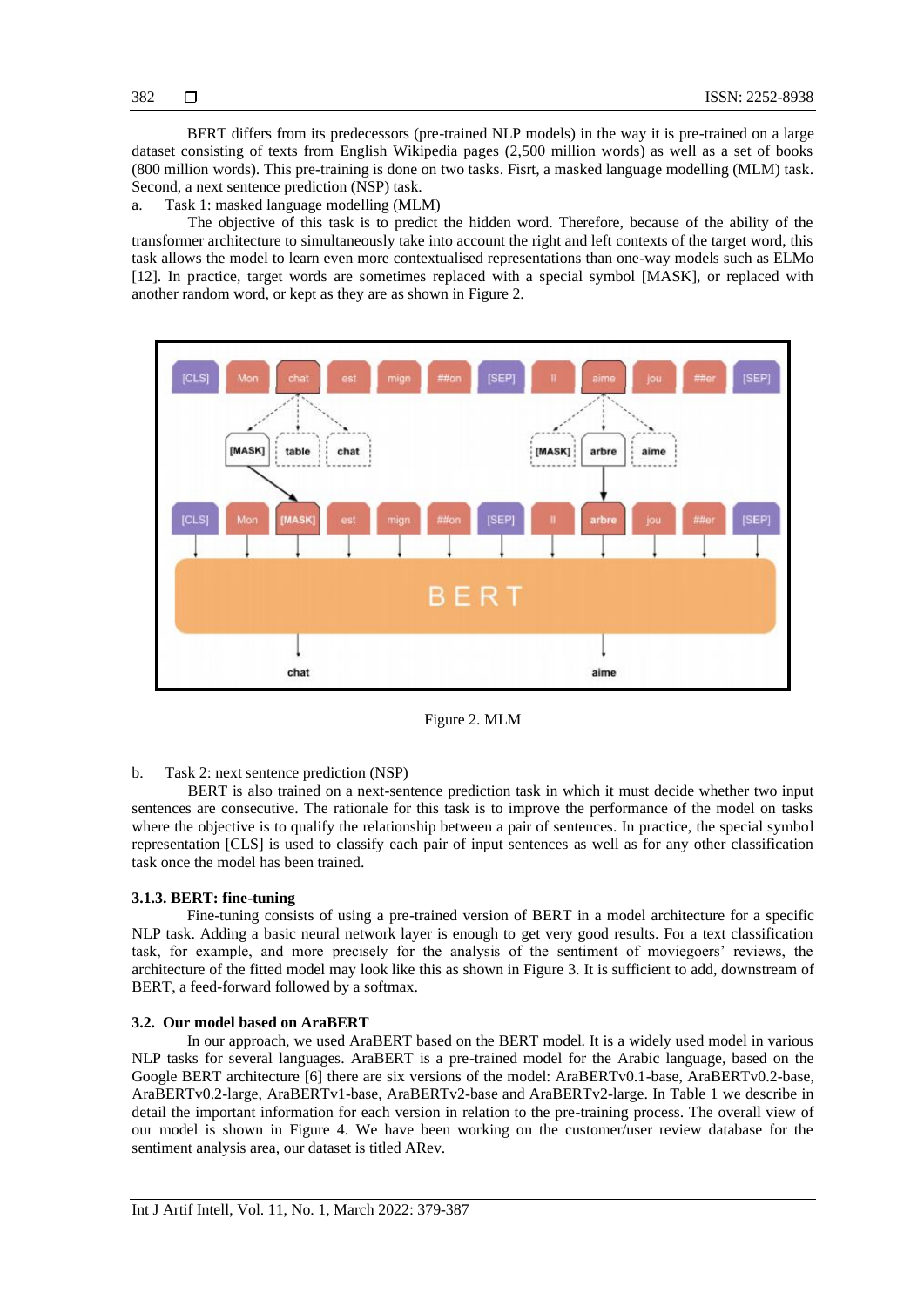BERT differs from its predecessors (pre-trained NLP models) in the way it is pre-trained on a large dataset consisting of texts from English Wikipedia pages (2,500 million words) as well as a set of books (800 million words). This pre-training is done on two tasks. Fisrt, a masked language modelling (MLM) task. Second, a next sentence prediction (NSP) task.

a. Task 1: masked language modelling (MLM)

The objective of this task is to predict the hidden word. Therefore, because of the ability of the transformer architecture to simultaneously take into account the right and left contexts of the target word, this task allows the model to learn even more contextualised representations than one-way models such as ELMo [12]. In practice, target words are sometimes replaced with a special symbol [MASK], or replaced with another random word, or kept as they are as shown in Figure 2.

Figure 2. MLM

b. Task 2: next sentence prediction (NSP)

BERT is also trained on a next-sentence prediction task in which it must decide whether two input sentences are consecutive. The rationale for this task is to improve the performance of the model on tasks where the objective is to qualify the relationship between a pair of sentences. In practice, the special symbol representation [CLS] is used to classify each pair of input sentences as well as for any other classification task once the model has been trained.

#### 3.1.3. BERT: fine-tuning

Fine-tuning consists of using a pre-trained version of BERT in a model architecture for a specific NLP task. Adding a basic neural network layer is enough to get very good results. For a text classification task, for example, and more precisely for the analysis of the sentiment of moviegoers' reviews, the architecture of the fitted model may look like this as shown in Figure 3. It is sufficient to add, downstream of BERT, a feed-forward followed by a softmax.

### 3.2. Our model based on AraBERT

In our approach, we used AraBERT based on the BERT model. It is a widely used model in various NLP tasks for several languages. AraBERT is a pre-trained model for the Arabic language, based on the Google BERT architecture [6] there are six versions of the model: AraBERTv0.1-base, AraBERTv0.2-base, AraBERTv0.2-large, AraBERTv1-base, AraBERTv2-base and AraBERTv2-large. In Table 1 we describe in detail the important information for each version in relation to the pre-training process. The overall view of our model is shown in Figure 4. We have been working on the customer/user review database for the sentiment analysis area, our dataset is titled ARev.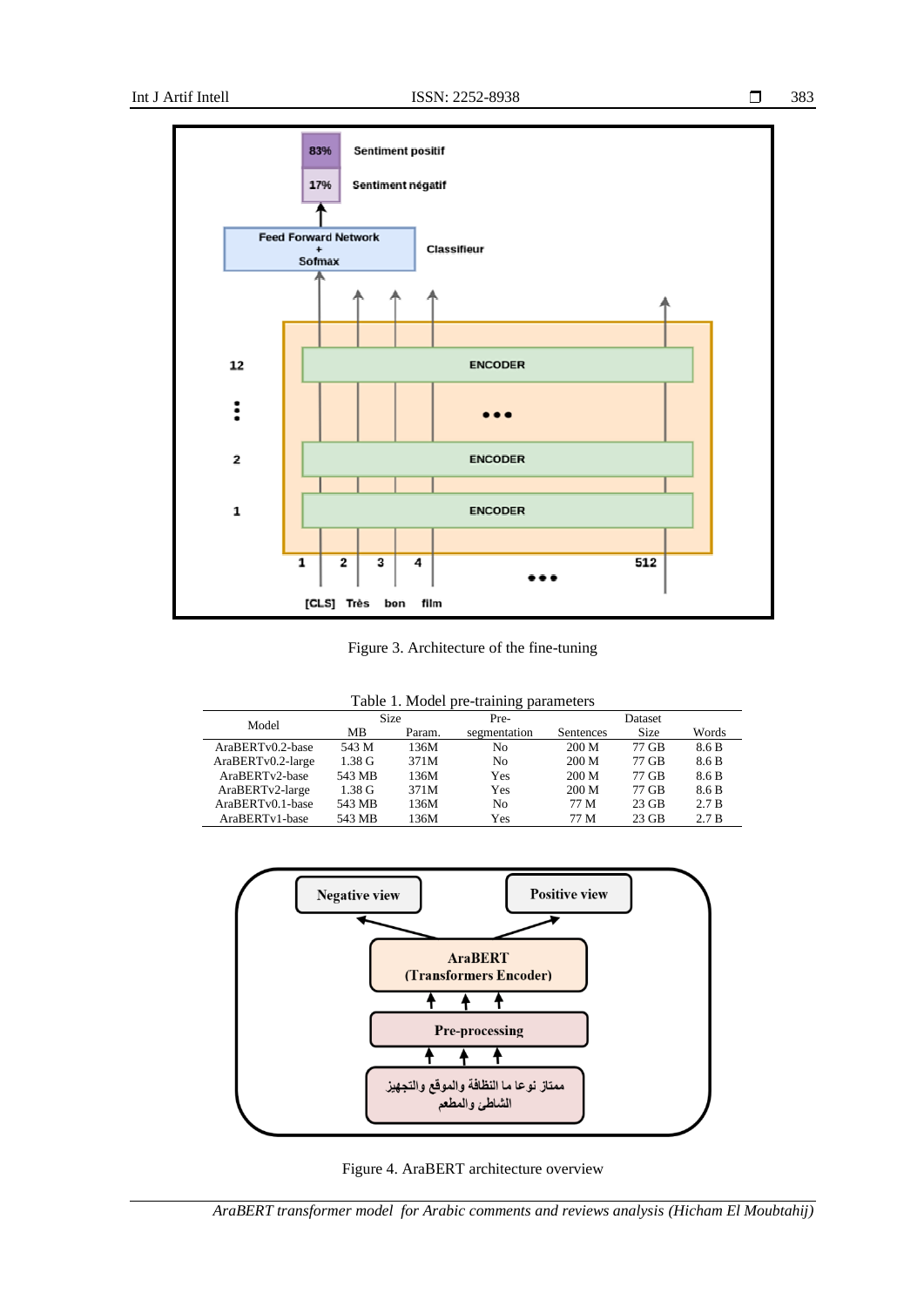Figure 3. Architecture of the fine-tuning

Table 1. Model pre-training parameters

| Model | Size | | Pre-segmentation | Dataset | | |
|---|---|---|---|---|---|---|
| | MB | Param. | | Sentences | Size | Words |
| AraBERTv0.2-base | 543 M | 136M | No | 200 M | 77 GB | 8.6 B |
| AraBERTv0.2-large | 1.38 G | 371M | No | 200 M | 77 GB | 8.6 B |
| AraBERTv2-base | 543 MB | 136M | Yes | 200 M | 77 GB | 8.6 B |
| AraBERTv2-large | 1.38 G | 371M | Yes | 200 M | 77 GB | 8.6 B |
| AraBERTv0.1-base | 543 MB | 136M | No | 77 M | 23 GB | 2.7 B |
| AraBERTv1-base | 543 MB | 136M | Yes | 77 M | 23 GB | 2.7 B |

Figure 4. AraBERT architecture overview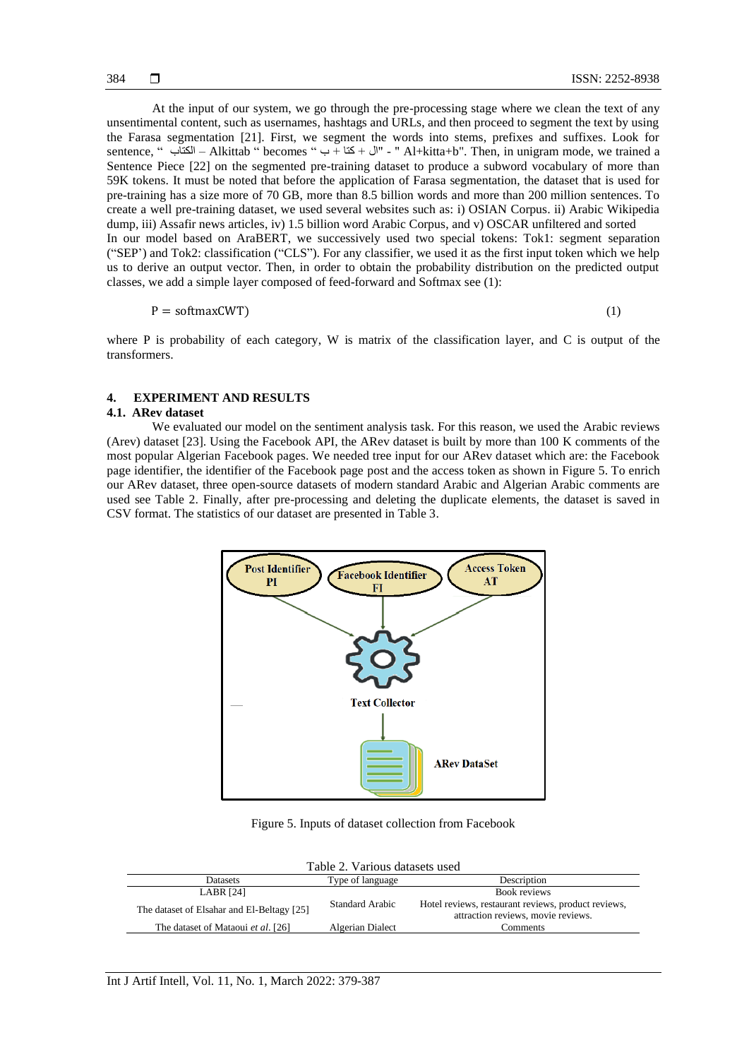At the input of our system, we go through the pre-processing stage where we clean the text of any unsentimental content, such as usernames, hashtags and URLs, and then proceed to segment the text by using the Farasa segmentation [21]. First, we segment the words into stems, prefixes and suffixes. Look for sentence, " الكتاب – Alkittab " becomes " ب + كتا + ال" - " Al+kitta+b". Then, in unigram mode, we trained a Sentence Piece [22] on the segmented pre-training dataset to produce a subword vocabulary of more than 59K tokens. It must be noted that before the application of Farasa segmentation, the dataset that is used for pre-training has a size more of 70 GB, more than 8.5 billion words and more than 200 million sentences. To create a well pre-training dataset, we used several websites such as: i) OSIAN Corpus. ii) Arabic Wikipedia dump, iii) Assafir news articles, iv) 1.5 billion word Arabic Corpus, and v) OSCAR unfiltered and sorted

In our model based on AraBERT, we successively used two special tokens: Tok1: segment separation ("SEP') and Tok2: classification ("CLS"). For any classifier, we used it as the first input token which we help us to derive an output vector. Then, in order to obtain the probability distribution on the predicted output classes, we add a simple layer composed of feed-forward and Softmax see (1):

$$P = \text{softmax}CWT) \quad (1)$$

where P is probability of each category, W is matrix of the classification layer, and C is output of the transformers.

## 4. EXPERIMENT AND RESULTS

### 4.1. ARev dataset

We evaluated our model on the sentiment analysis task. For this reason, we used the Arabic reviews (Arev) dataset [23]. Using the Facebook API, the ARev dataset is built by more than 100 K comments of the most popular Algerian Facebook pages. We needed tree input for our ARev dataset which are: the Facebook page identifier, the identifier of the Facebook page post and the access token as shown in Figure 5. To enrich our ARev dataset, three open-source datasets of modern standard Arabic and Algerian Arabic comments are used see Table 2. Finally, after pre-processing and deleting the duplicate elements, the dataset is saved in CSV format. The statistics of our dataset are presented in Table 3.

Figure 5. Inputs of dataset collection from Facebook

Table 2. Various datasets used

| Datasets | Type of language | Description |
|---|---|---|
| LABR [24] | Standard Arabic | Book reviews |
| The dataset of Elsahar and El-Beltagy [25] | | Hotel reviews, restaurant reviews, product reviews, attraction reviews, movie reviews. |
| The dataset of Mataoui *et al.* [26] | Algerian Dialect | Comments |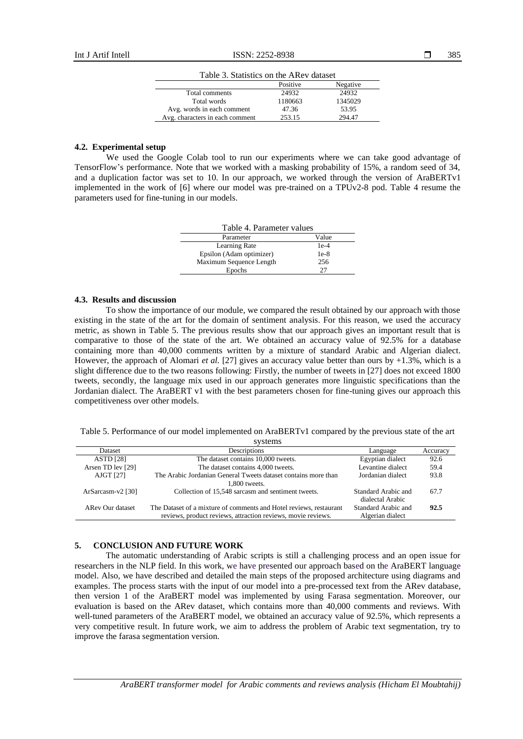Table 3. Statistics on the ARev dataset

| | Positive | Negative |
|---|---|---|
| Total comments | 24932 | 24932 |
| Total words | 1180663 | 1345029 |
| Avg. words in each comment | 47.36 | 53.95 |
| Avg. characters in each comment | 253.15 | 294.47 |

### 4.2. Experimental setup

We used the Google Colab tool to run our experiments where we can take good advantage of TensorFlow's performance. Note that we worked with a masking probability of 15%, a random seed of 34, and a duplication factor was set to 10. In our approach, we worked through the version of AraBERTv1 implemented in the work of [6] where our model was pre-trained on a TPUv2-8 pod. Table 4 resume the parameters used for fine-tuning in our models.

Table 4. Parameter values

| Parameter | Value |
|---|---|
| Learning Rate | 1e-4 |
| Epsilon (Adam optimizer) | 1e-8 |
| Maximum Sequence Length | 256 |
| Epochs | 27 |

### 4.3. Results and discussion

To show the importance of our module, we compared the result obtained by our approach with those existing in the state of the art for the domain of sentiment analysis. For this reason, we used the accuracy metric, as shown in Table 5. The previous results show that our approach gives an important result that is comparative to those of the state of the art. We obtained an accuracy value of 92.5% for a database containing more than 40,000 comments written by a mixture of standard Arabic and Algerian dialect. However, the approach of Alomari *et al.* [27] gives an accuracy value better than ours by +1.3%, which is a slight difference due to the two reasons following: Firstly, the number of tweets in [27] does not exceed 1800 tweets, secondly, the language mix used in our approach generates more linguistic specifications than the Jordanian dialect. The AraBERT v1 with the best parameters chosen for fine-tuning gives our approach this competitiveness over other models.

Table 5. Performance of our model implemented on AraBERTv1 compared by the previous state of the art systems

| Dataset | Descriptions | Language | Accuracy |
|---|---|---|---|
| ASTD [28] | The dataset contains 10,000 tweets. | Egyptian dialect | 92.6 |
| Arsen TD lev [29] | The dataset contains 4,000 tweets. | Levantine dialect | 59.4 |
| AJGT [27] | The Arabic Jordanian General Tweets dataset contains more than 1,800 tweets. | Jordanian dialect | 93.8 |
| ArSarcasm-v2 [30] | Collection of 15,548 sarcasm and sentiment tweets. | Standard Arabic and dialectal Arabic | 67.7 |
| ARev Our dataset | The Dataset of a mixture of comments and Hotel reviews, restaurant reviews, product reviews, attraction reviews, movie reviews. | Standard Arabic and Algerian dialect | **92.5** |

## 5. CONCLUSION AND FUTURE WORK

The automatic understanding of Arabic scripts is still a challenging process and an open issue for researchers in the NLP field. In this work, we have presented our approach based on the AraBERT language model. Also, we have described and detailed the main steps of the proposed architecture using diagrams and examples. The process starts with the input of our model into a pre-processed text from the ARev database, then version 1 of the AraBERT model was implemented by using Farasa segmentation. Moreover, our evaluation is based on the ARev dataset, which contains more than 40,000 comments and reviews. With well-tuned parameters of the AraBERT model, we obtained an accuracy value of 92.5%, which represents a very competitive result. In future work, we aim to address the problem of Arabic text segmentation, try to improve the farasa segmentation version.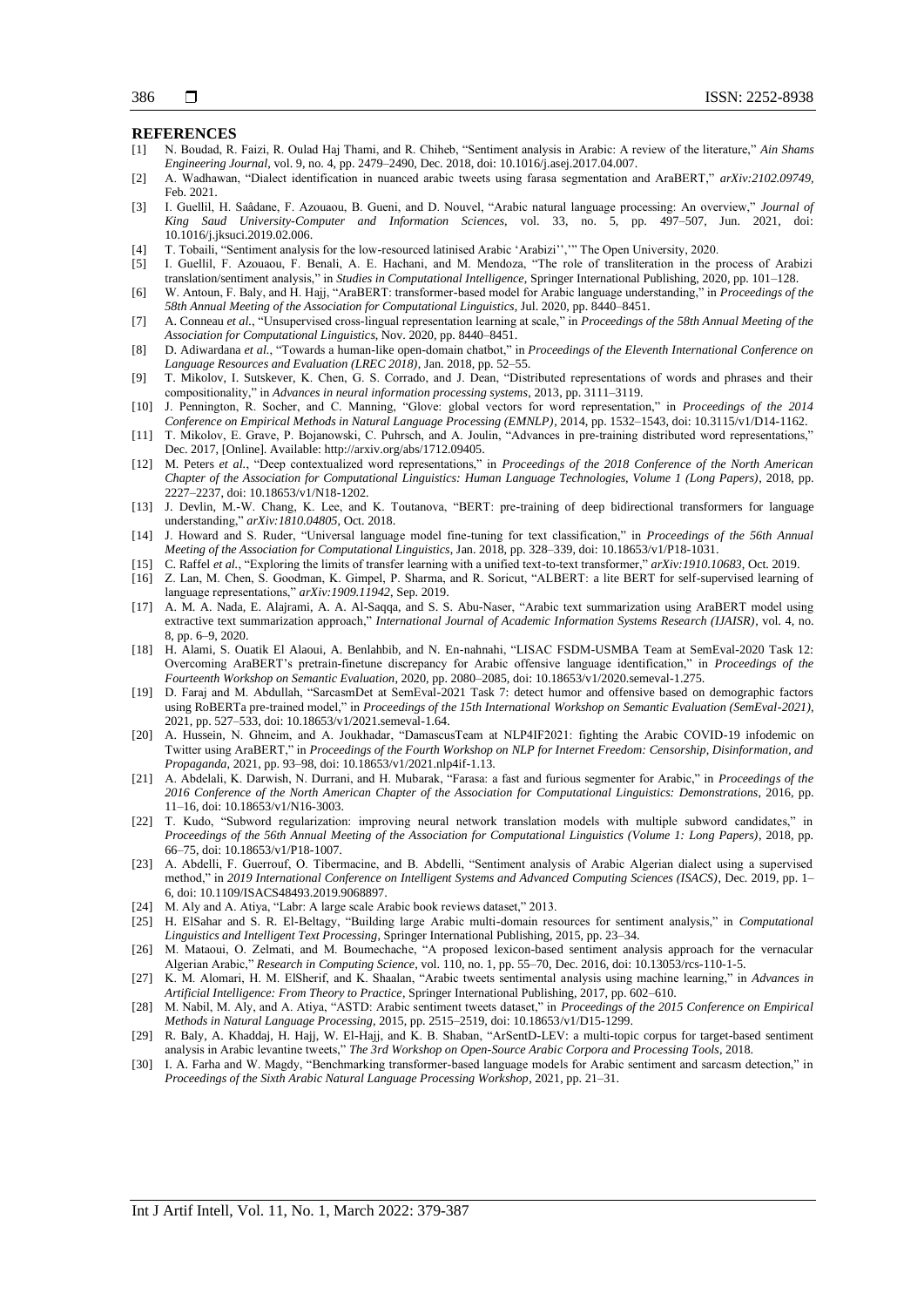## REFERENCES

[1] N. Boudad, R. Faizi, R. Oulad Haj Thami, and R. Chiheb, "Sentiment analysis in Arabic: A review of the literature," *Ain Shams Engineering Journal*, vol. 9, no. 4, pp. 2479–2490, Dec. 2018, doi: 10.1016/j.asej.2017.04.007.

[2] A. Wadhawan, "Dialect identification in nuanced arabic tweets using farasa segmentation and AraBERT," *arXiv:2102.09749*, Feb. 2021.

[3] I. Guellil, H. Saâdane, F. Azouaou, B. Gueni, and D. Nouvel, "Arabic natural language processing: An overview," *Journal of King Saud University-Computer and Information Sciences*, vol. 33, no. 5, pp. 497–507, Jun. 2021, doi: 10.1016/j.jksuci.2019.02.006.

[4] T. Tobaili, "Sentiment analysis for the low-resourced latinised Arabic 'Arabizi''," The Open University, 2020.

[5] I. Guellil, F. Azouaou, F. Benali, A. E. Hachani, and M. Mendoza, "The role of transliteration in the process of Arabizi translation/sentiment analysis," in *Studies in Computational Intelligence*, Springer International Publishing, 2020, pp. 101–128.

[6] W. Antoun, F. Baly, and H. Hajj, "AraBERT: transformer-based model for Arabic language understanding," in *Proceedings of the 58th Annual Meeting of the Association for Computational Linguistics*, Jul. 2020, pp. 8440–8451.

[7] A. Conneau *et al.*, "Unsupervised cross-lingual representation learning at scale," in *Proceedings of the 58th Annual Meeting of the Association for Computational Linguistics*, Nov. 2020, pp. 8440–8451.

[8] D. Adiwardana *et al.*, "Towards a human-like open-domain chatbot," in *Proceedings of the Eleventh International Conference on Language Resources and Evaluation (LREC 2018)*, Jan. 2018, pp. 52–55.

[9] T. Mikolov, I. Sutskever, K. Chen, G. S. Corrado, and J. Dean, "Distributed representations of words and phrases and their compositionality," in *Advances in neural information processing systems*, 2013, pp. 3111–3119.

[10] J. Pennington, R. Socher, and C. Manning, "Glove: global vectors for word representation," in *Proceedings of the 2014 Conference on Empirical Methods in Natural Language Processing (EMNLP)*, 2014, pp. 1532–1543, doi: 10.3115/v1/D14-1162.

[11] T. Mikolov, E. Grave, P. Bojanowski, C. Puhrsch, and A. Joulin, "Advances in pre-training distributed word representations," Dec. 2017, [Online]. Available: http://arxiv.org/abs/1712.09405.

[12] M. Peters *et al.*, "Deep contextualized word representations," in *Proceedings of the 2018 Conference of the North American Chapter of the Association for Computational Linguistics: Human Language Technologies, Volume 1 (Long Papers)*, 2018, pp. 2227–2237, doi: 10.18653/v1/N18-1202.

[13] J. Devlin, M.-W. Chang, K. Lee, and K. Toutanova, "BERT: pre-training of deep bidirectional transformers for language understanding," *arXiv:1810.04805*, Oct. 2018.

[14] J. Howard and S. Ruder, "Universal language model fine-tuning for text classification," in *Proceedings of the 56th Annual Meeting of the Association for Computational Linguistics*, Jan. 2018, pp. 328–339, doi: 10.18653/v1/P18-1031.

[15] C. Raffel *et al.*, "Exploring the limits of transfer learning with a unified text-to-text transformer," *arXiv:1910.10683*, Oct. 2019.

[16] Z. Lan, M. Chen, S. Goodman, K. Gimpel, P. Sharma, and R. Soricut, "ALBERT: a lite BERT for self-supervised learning of language representations," *arXiv:1909.11942*, Sep. 2019.

[17] A. M. A. Nada, E. Alajrami, A. A. Al-Saqqa, and S. S. Abu-Naser, "Arabic text summarization using AraBERT model using extractive text summarization approach," *International Journal of Academic Information Systems Research (IJAISR)*, vol. 4, no. 8, pp. 6–9, 2020.

[18] H. Alami, S. Ouatik El Alaoui, A. Benlahbib, and N. En-nahnahi, "LISAC FSDM-USMBA Team at SemEval-2020 Task 12: Overcoming AraBERT's pretrain-finetune discrepancy for Arabic offensive language identification," in *Proceedings of the Fourteenth Workshop on Semantic Evaluation*, 2020, pp. 2080–2085, doi: 10.18653/v1/2020.semeval-1.275.

[19] D. Faraj and M. Abdullah, "SarcasmDet at SemEval-2021 Task 7: detect humor and offensive based on demographic factors using RoBERTa pre-trained model," in *Proceedings of the 15th International Workshop on Semantic Evaluation (SemEval-2021)*, 2021, pp. 527–533, doi: 10.18653/v1/2021.semeval-1.64.

[20] A. Hussein, N. Ghneim, and A. Joukhadar, "DamascusTeam at NLP4IF2021: fighting the Arabic COVID-19 infodemic on Twitter using AraBERT," in *Proceedings of the Fourth Workshop on NLP for Internet Freedom: Censorship, Disinformation, and Propaganda*, 2021, pp. 93–98, doi: 10.18653/v1/2021.nlp4if-1.13.

[21] A. Abdelali, K. Darwish, N. Durrani, and H. Mubarak, "Farasa: a fast and furious segmenter for Arabic," in *Proceedings of the 2016 Conference of the North American Chapter of the Association for Computational Linguistics: Demonstrations*, 2016, pp. 11–16, doi: 10.18653/v1/N16-3003.

[22] T. Kudo, "Subword regularization: improving neural network translation models with multiple subword candidates," in *Proceedings of the 56th Annual Meeting of the Association for Computational Linguistics (Volume 1: Long Papers)*, 2018, pp. 66–75, doi: 10.18653/v1/P18-1007.

[23] A. Abdelli, F. Guerrouf, O. Tibermacine, and B. Abdelli, "Sentiment analysis of Arabic Algerian dialect using a supervised method," in *2019 International Conference on Intelligent Systems and Advanced Computing Sciences (ISACS)*, Dec. 2019, pp. 1–6, doi: 10.1109/ISACS48493.2019.9068897.

[24] M. Aly and A. Atiya, "Labr: A large scale Arabic book reviews dataset," 2013.

[25] H. ElSahar and S. R. El-Beltagy, "Building large Arabic multi-domain resources for sentiment analysis," in *Computational Linguistics and Intelligent Text Processing*, Springer International Publishing, 2015, pp. 23–34.

[26] M. Mataoui, O. Zelmati, and M. Boumechache, "A proposed lexicon-based sentiment analysis approach for the vernacular Algerian Arabic," *Research in Computing Science*, vol. 110, no. 1, pp. 55–70, Dec. 2016, doi: 10.13053/rcs-110-1-5.

[27] K. M. Alomari, H. M. ElSherif, and K. Shaalan, "Arabic tweets sentimental analysis using machine learning," in *Advances in Artificial Intelligence: From Theory to Practice*, Springer International Publishing, 2017, pp. 602–610.

[28] M. Nabil, M. Aly, and A. Atiya, "ASTD: Arabic sentiment tweets dataset," in *Proceedings of the 2015 Conference on Empirical Methods in Natural Language Processing*, 2015, pp. 2515–2519, doi: 10.18653/v1/D15-1299.

[29] R. Baly, A. Khaddaj, H. Hajj, W. El-Hajj, and K. B. Shaban, "ArSentD-LEV: a multi-topic corpus for target-based sentiment analysis in Arabic levantine tweets," *The 3rd Workshop on Open-Source Arabic Corpora and Processing Tools*, 2018.

[30] I. A. Farha and W. Magdy, "Benchmarking transformer-based language models for Arabic sentiment and sarcasm detection," in *Proceedings of the Sixth Arabic Natural Language Processing Workshop*, 2021, pp. 21–31.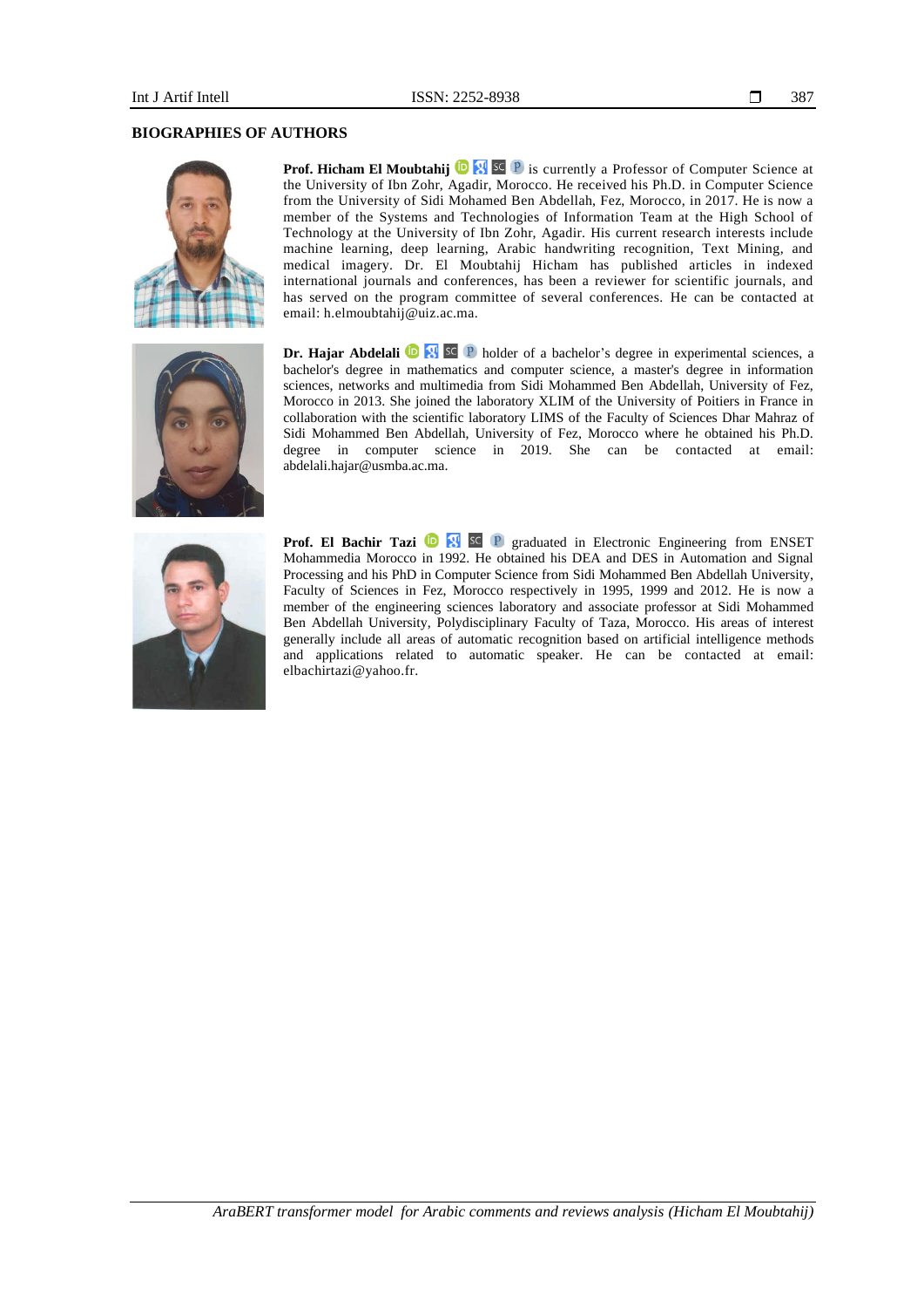## BIOGRAPHIES OF AUTHORS

**Prof. Hicham El Moubtahij** is currently a Professor of Computer Science at the University of Ibn Zohr, Agadir, Morocco. He received his Ph.D. in Computer Science from the University of Sidi Mohamed Ben Abdellah, Fez, Morocco, in 2017. He is now a member of the Systems and Technologies of Information Team at the High School of Technology at the University of Ibn Zohr, Agadir. His current research interests include machine learning, deep learning, Arabic handwriting recognition, Text Mining, and medical imagery. Dr. El Moubtahij Hicham has published articles in indexed international journals and conferences, has been a reviewer for scientific journals, and has served on the program committee of several conferences. He can be contacted at email: h.elmoubtahij@uiz.ac.ma.

**Dr. Hajar Abdelali** holder of a bachelor's degree in experimental sciences, a bachelor's degree in mathematics and computer science, a master's degree in information sciences, networks and multimedia from Sidi Mohammed Ben Abdellah, University of Fez, Morocco in 2013. She joined the laboratory XLIM of the University of Poitiers in France in collaboration with the scientific laboratory LIMS of the Faculty of Sciences Dhar Mahraz of Sidi Mohammed Ben Abdellah, University of Fez, Morocco where he obtained his Ph.D. degree in computer science in 2019. She can be contacted at email: abdelali.hajar@usmba.ac.ma.

**Prof. El Bachir Tazi** graduated in Electronic Engineering from ENSET Mohammedia Morocco in 1992. He obtained his DEA and DES in Automation and Signal Processing and his PhD in Computer Science from Sidi Mohammed Ben Abdellah University, Faculty of Sciences in Fez, Morocco respectively in 1995, 1999 and 2012. He is now a member of the engineering sciences laboratory and associate professor at Sidi Mohammed Ben Abdellah University, Polydisciplinary Faculty of Taza, Morocco. His areas of interest generally include all areas of automatic recognition based on artificial intelligence methods and applications related to automatic speaker. He can be contacted at email: elbachirtazi@yahoo.fr.